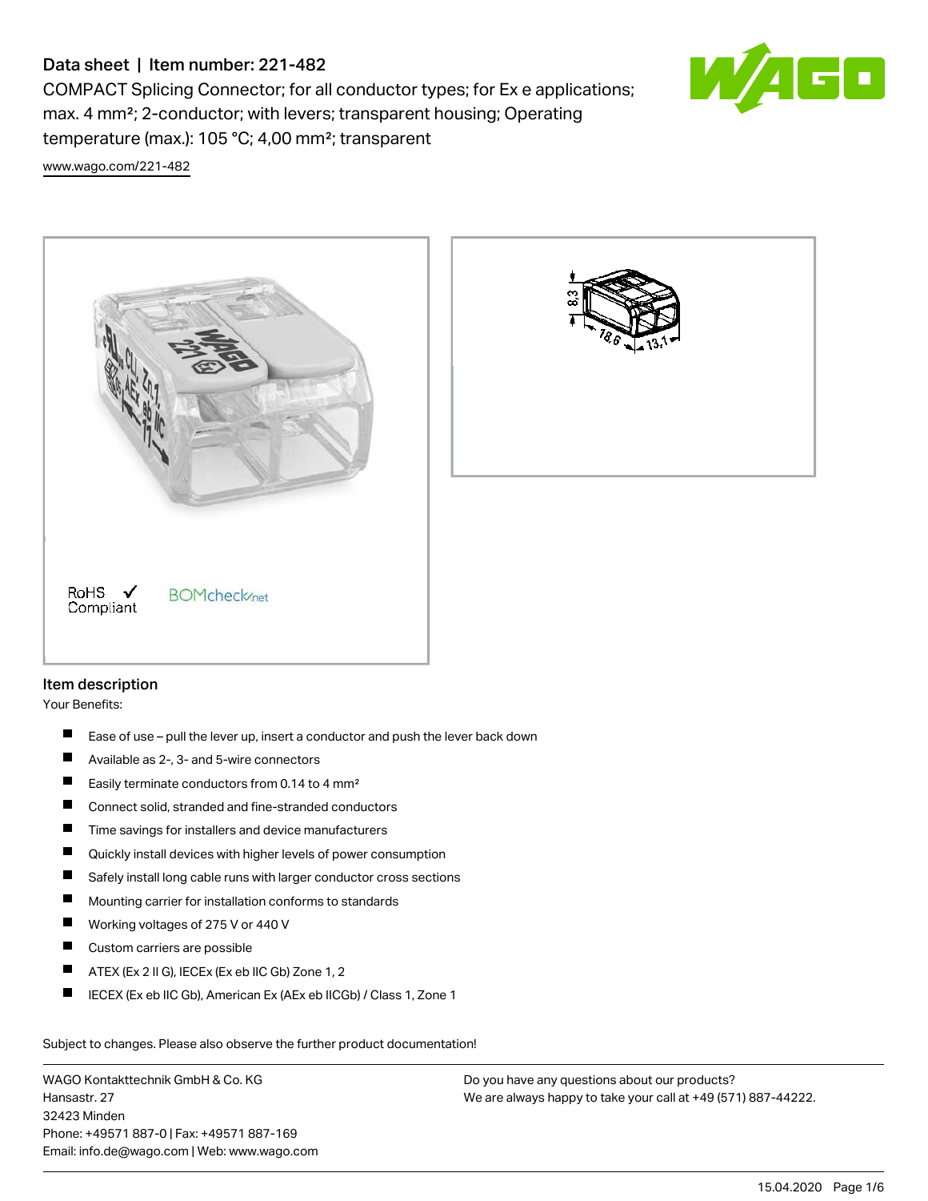# Data sheet | Item number: 221-482

COMPACT Splicing Connector; for all conductor types; for Ex e applications; max. 4 mm²; 2-conductor; with levers; transparent housing; Operating temperature (max.): 105 °C; 4,00 mm²; transparent

www.wago.com/221-482

RoHS ✓ Compliant

BOMcheck.net

## Item description

Your Benefits:

- Ease of use – pull the lever up, insert a conductor and push the lever back down
- Available as 2-, 3- and 5-wire connectors
- Easily terminate conductors from 0.14 to 4 mm²
- Connect solid, stranded and fine-stranded conductors
- Time savings for installers and device manufacturers
- Quickly install devices with higher levels of power consumption
- Safely install long cable runs with larger conductor cross sections
- Mounting carrier for installation conforms to standards
- Working voltages of 275 V or 440 V
- Custom carriers are possible
- ATEX (Ex 2 II G), IECEx (Ex eb IIC Gb) Zone 1, 2
- IECEX (Ex eb IIC Gb), American Ex (AEx eb IICGb) / Class 1, Zone 1

Subject to changes. Please also observe the further product documentation!

WAGO Kontakttechnik GmbH & Co. KG
Hansastr. 27
32423 Minden
Phone: +49571 887-0 | Fax: +49571 887-169
Email: info.de@wago.com | Web: www.wago.com

Do you have any questions about our products?
We are always happy to take your call at +49 (571) 887-44222.

15.04.2020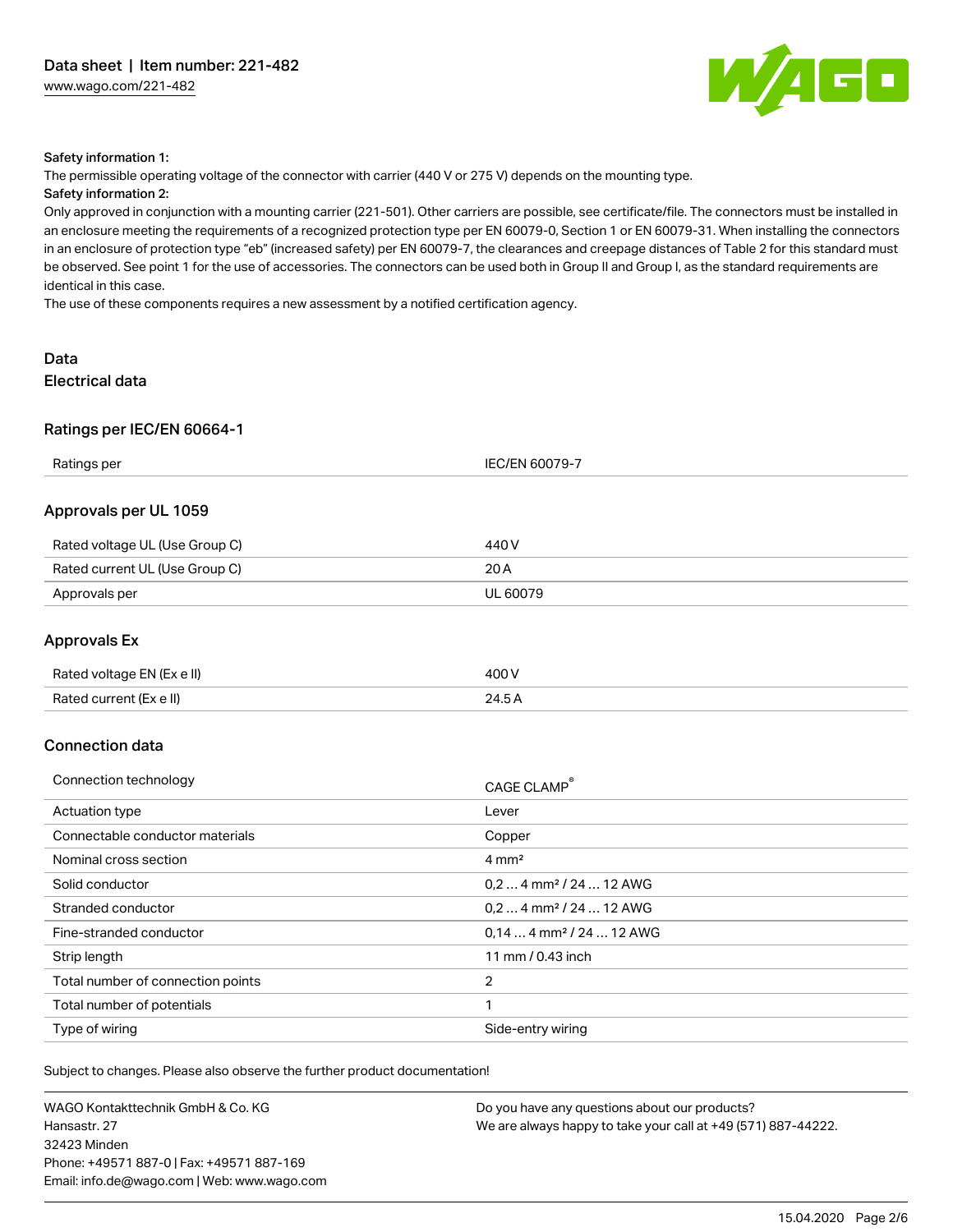**Safety information 1:**

The permissible operating voltage of the connector with carrier (440 V or 275 V) depends on the mounting type.

**Safety information 2:**

Only approved in conjunction with a mounting carrier (221-501). Other carriers are possible, see certificate/file. The connectors must be installed in an enclosure meeting the requirements of a recognized protection type per EN 60079-0, Section 1 or EN 60079-31. When installing the connectors in an enclosure of protection type "eb" (increased safety) per EN 60079-7, the clearances and creepage distances of Table 2 for this standard must be observed. See point 1 for the use of accessories. The connectors can be used both in Group II and Group I, as the standard requirements are identical in this case.

The use of these components requires a new assessment by a notified certification agency.

## Data

### Electrical data

#### Ratings per IEC/EN 60664-1

| | |
|---|---|
| Ratings per | IEC/EN 60079-7 |

#### Approvals per UL 1059

| | |
|---|---|
| Rated voltage UL (Use Group C) | 440 V |
| Rated current UL (Use Group C) | 20 A |
| Approvals per | UL 60079 |

#### Approvals Ex

| | |
|---|---|
| Rated voltage EN (Ex e II) | 400 V |
| Rated current (Ex e II) | 24.5 A |

### Connection data

| | |
|---|---|
| Connection technology | CAGE CLAMP® |
| Actuation type | Lever |
| Connectable conductor materials | Copper |
| Nominal cross section | 4 mm² |
| Solid conductor | 0,2 … 4 mm² / 24 … 12 AWG |
| Stranded conductor | 0,2 … 4 mm² / 24 … 12 AWG |
| Fine-stranded conductor | 0,14 … 4 mm² / 24 … 12 AWG |
| Strip length | 11 mm / 0.43 inch |
| Total number of connection points | 2 |
| Total number of potentials | 1 |
| Type of wiring | Side-entry wiring |

Subject to changes. Please also observe the further product documentation!

WAGO Kontakttechnik GmbH & Co. KG
Hansastr. 27
32423 Minden
Phone: +49571 887-0 | Fax: +49571 887-169
Email: info.de@wago.com | Web: www.wago.com

Do you have any questions about our products?
We are always happy to take your call at +49 (571) 887-44222.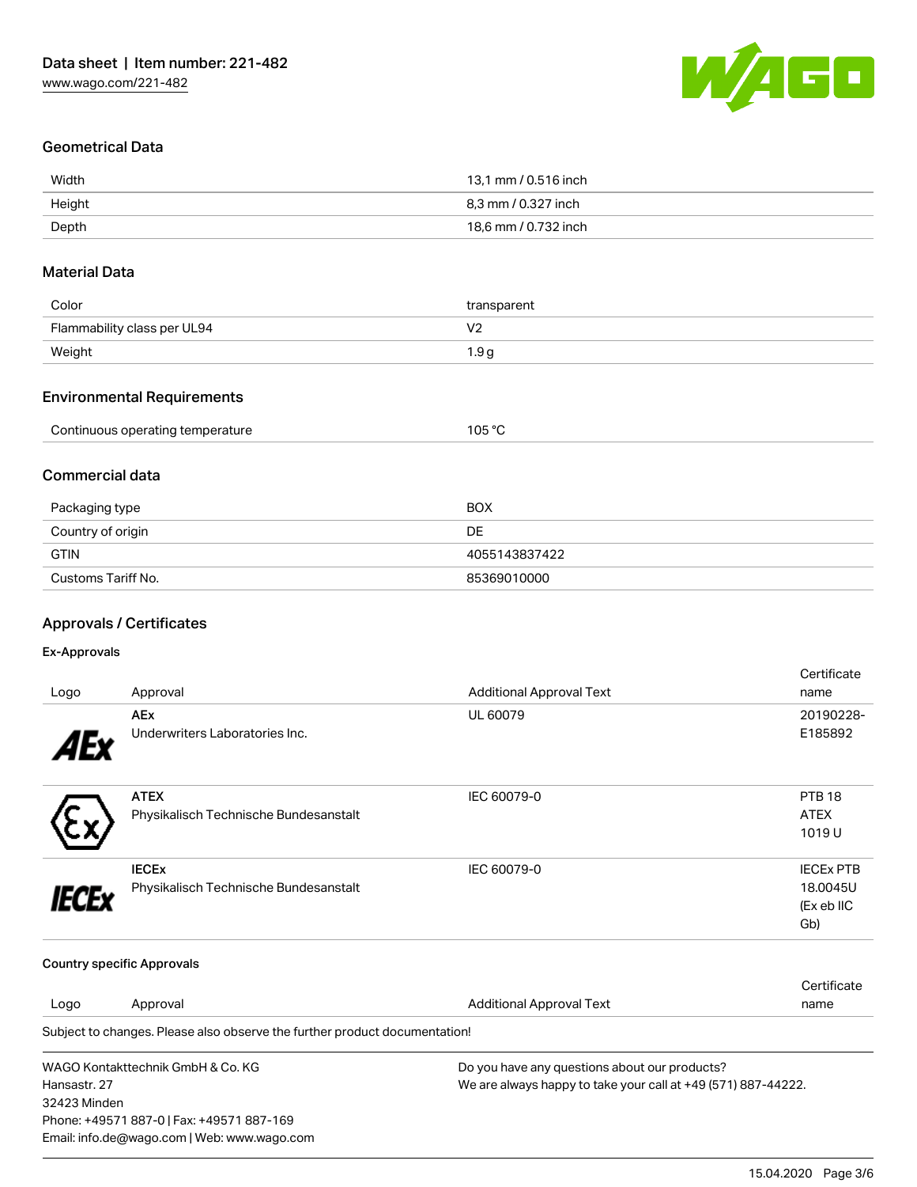## Geometrical Data

| | |
|---|---|
| Width | 13,1 mm / 0.516 inch |
| Height | 8,3 mm / 0.327 inch |
| Depth | 18,6 mm / 0.732 inch |

## Material Data

| | |
|---|---|
| Color | transparent |
| Flammability class per UL94 | V2 |
| Weight | 1.9 g |

## Environmental Requirements

| | |
|---|---|
| Continuous operating temperature | 105 °C |

## Commercial data

| | |
|---|---|
| Packaging type | BOX |
| Country of origin | DE |
| GTIN | 4055143837422 |
| Customs Tariff No. | 85369010000 |

## Approvals / Certificates

### Ex-Approvals

| Logo | Approval | Additional Approval Text | Certificate name |
|---|---|---|---|
| | **AEx** Underwriters Laboratories Inc. | UL 60079 | 20190228-E185892 |
| | **ATEX** Physikalisch Technische Bundesanstalt | IEC 60079-0 | PTB 18 ATEX 1019 U |
| | **IECEx** Physikalisch Technische Bundesanstalt | IEC 60079-0 | IECEx PTB 18.0045U (Ex eb IIC Gb) |

### Country specific Approvals

| Logo | Approval | Additional Approval Text | Certificate name |
|---|---|---|---|

Subject to changes. Please also observe the further product documentation!

WAGO Kontakttechnik GmbH & Co. KG
Hansastr. 27
32423 Minden
Phone: +49571 887-0 | Fax: +49571 887-169
Email: info.de@wago.com | Web: www.wago.com

Do you have any questions about our products?
We are always happy to take your call at +49 (571) 887-44222.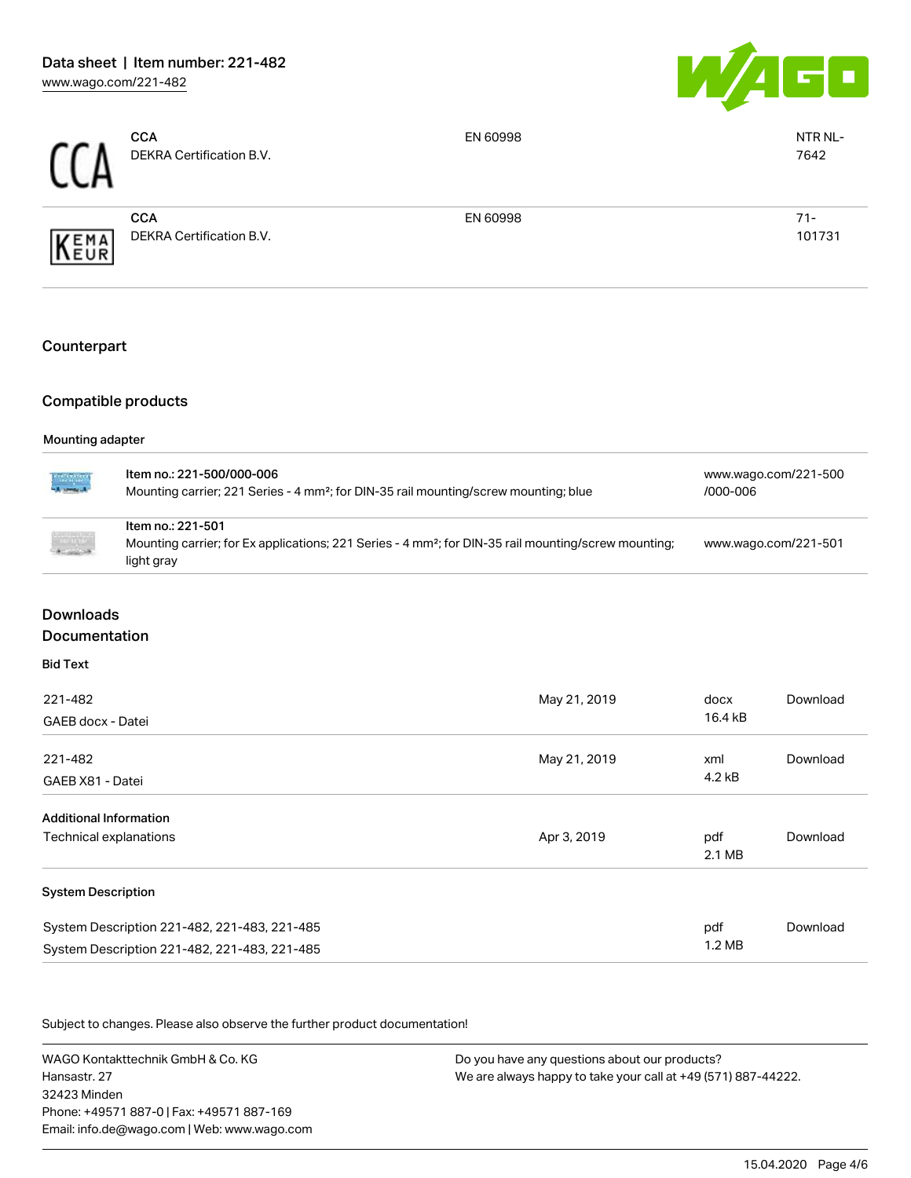| | | | |
|---|---|---|---|
| CCA | **CCA** DEKRA Certification B.V. | EN 60998 | NTR NL-7642 |
| KEMA EUR | **CCA** DEKRA Certification B.V. | EN 60998 | 71-101731 |

## Counterpart

## Compatible products

### Mounting adapter

| Item | Link |
|---|---|
| **Item no.: 221-500/000-006** Mounting carrier; 221 Series - 4 mm²; for DIN-35 rail mounting/screw mounting; blue | www.wago.com/221-500/000-006 |
| **Item no.: 221-501** Mounting carrier; for Ex applications; 221 Series - 4 mm²; for DIN-35 rail mounting/screw mounting; light gray | www.wago.com/221-501 |

## Downloads
## Documentation

### Bid Text

| | | | |
|---|---|---|---|
| 221-482 GAEB docx - Datei | May 21, 2019 | docx 16.4 kB | Download |
| 221-482 GAEB X81 - Datei | May 21, 2019 | xml 4.2 kB | Download |

### Additional Information

| | | | |
|---|---|---|---|
| Technical explanations | Apr 3, 2019 | pdf 2.1 MB | Download |

### System Description

| | | | |
|---|---|---|---|
| System Description 221-482, 221-483, 221-485 System Description 221-482, 221-483, 221-485 | | pdf 1.2 MB | Download |

Subject to changes. Please also observe the further product documentation!

WAGO Kontakttechnik GmbH & Co. KG
Hansastr. 27
32423 Minden
Phone: +49571 887-0 | Fax: +49571 887-169
Email: info.de@wago.com | Web: www.wago.com

Do you have any questions about our products?
We are always happy to take your call at +49 (571) 887-44222.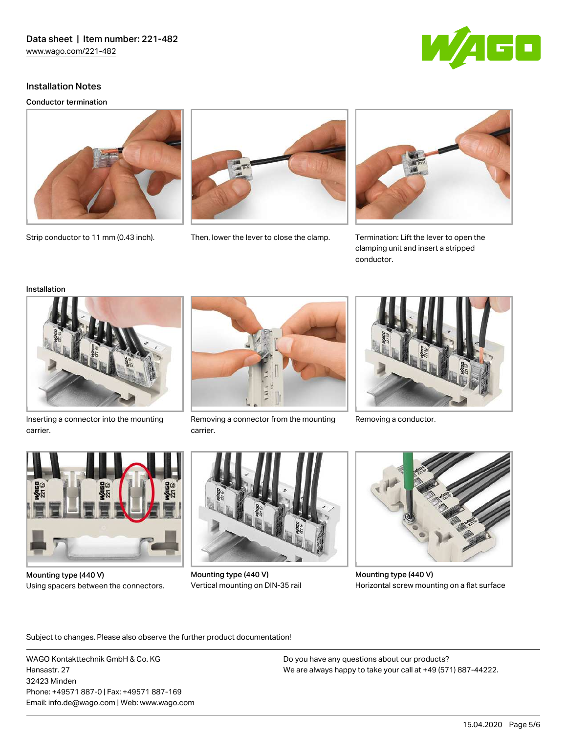## Installation Notes

### Conductor termination

Strip conductor to 11 mm (0.43 inch).

Then, lower the lever to close the clamp.

Termination: Lift the lever to open the clamping unit and insert a stripped conductor.

### Installation

Inserting a connector into the mounting carrier.

Removing a connector from the mounting carrier.

Removing a conductor.

Mounting type (440 V)
Using spacers between the connectors.

Mounting type (440 V)
Vertical mounting on DIN-35 rail

Mounting type (440 V)
Horizontal screw mounting on a flat surface

Subject to changes. Please also observe the further product documentation!

WAGO Kontakttechnik GmbH & Co. KG
Hansastr. 27
32423 Minden
Phone: +49571 887-0 | Fax: +49571 887-169
Email: info.de@wago.com | Web: www.wago.com

Do you have any questions about our products?
We are always happy to take your call at +49 (571) 887-44222.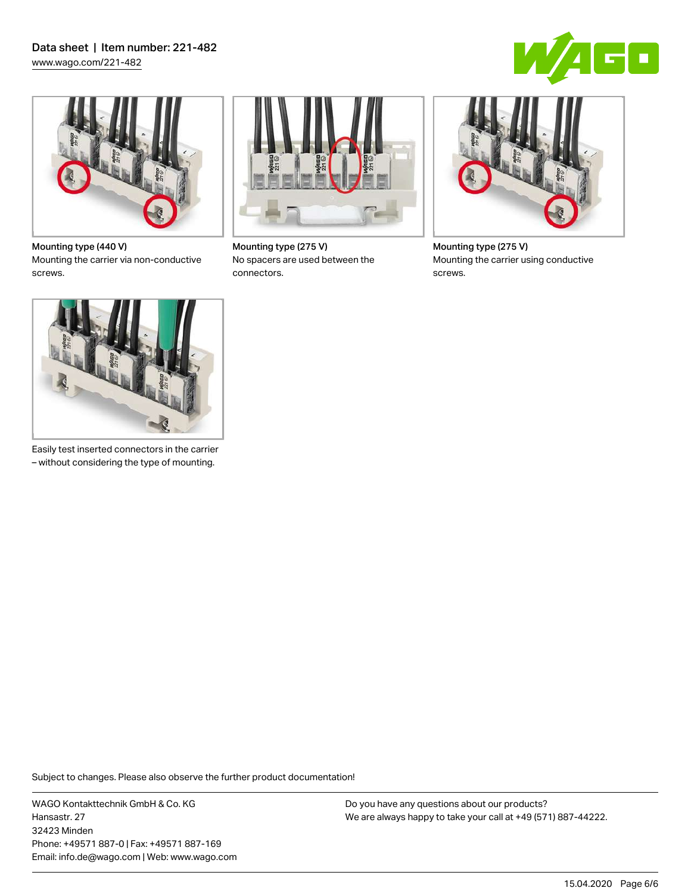**Mounting type (440 V)**
Mounting the carrier via non-conductive screws.

**Mounting type (275 V)**
No spacers are used between the connectors.

**Mounting type (275 V)**
Mounting the carrier using conductive screws.

Easily test inserted connectors in the carrier – without considering the type of mounting.

Subject to changes. Please also observe the further product documentation!

WAGO Kontakttechnik GmbH & Co. KG
Hansastr. 27
32423 Minden
Phone: +49571 887-0 | Fax: +49571 887-169
Email: info.de@wago.com | Web: www.wago.com

Do you have any questions about our products?
We are always happy to take your call at +49 (571) 887-44222.